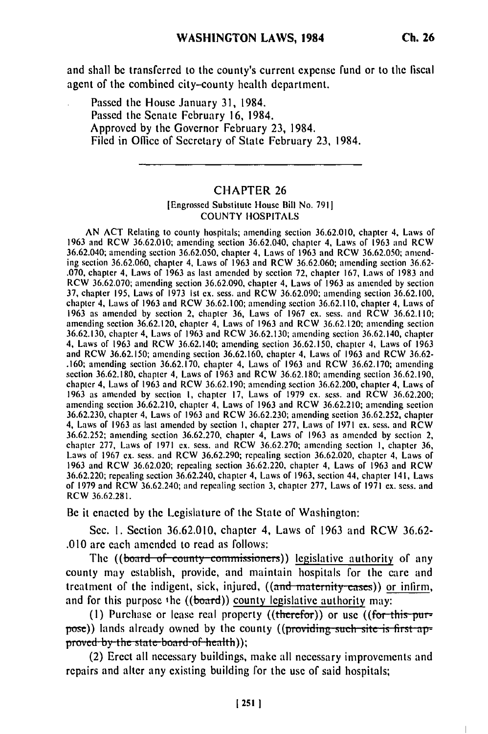and shall be transferred to the county's current expense fund or to the fiscal agent of the combined city-county health department.

Passed the House January 31, 1984.
Passed the Senate February 16, 1984.
Approved by the Governor February 23, 1984.
Filed in Office of Secretary of State February 23, 1984.

---

## CHAPTER 26

[Engrossed Substitute House Bill No. 791]

COUNTY HOSPITALS

AN ACT Relating to county hospitals; amending section 36.62.010, chapter 4, Laws of 1963 and RCW 36.62.010; amending section 36.62.040, chapter 4, Laws of 1963 and RCW 36.62.040; amending section 36.62.050, chapter 4, Laws of 1963 and RCW 36.62.050; amending section 36.62.060, chapter 4, Laws of 1963 and RCW 36.62.060; amending section 36.62-.070, chapter 4, Laws of 1963 as last amended by section 72, chapter 167, Laws of 1983 and RCW 36.62.070; amending section 36.62.090, chapter 4, Laws of 1963 as amended by section 37, chapter 195, Laws of 1973 1st ex. sess. and RCW 36.62.090; amending section 36.62.100, chapter 4, Laws of 1963 and RCW 36.62.100; amending section 36.62.110, chapter 4, Laws of 1963 as amended by section 2, chapter 36, Laws of 1967 ex. sess. and RCW 36.62.110; amending section 36.62.120, chapter 4, Laws of 1963 and RCW 36.62.120; amending section 36.62.130, chapter 4, Laws of 1963 and RCW 36.62.130; amending section 36.62.140, chapter 4, Laws of 1963 and RCW 36.62.140; amending section 36.62.150, chapter 4, Laws of 1963 and RCW 36.62.150; amending section 36.62.160, chapter 4, Laws of 1963 and RCW 36.62-.160; amending section 36.62.170, chapter 4, Laws of 1963 and RCW 36.62.170; amending section 36.62.180, chapter 4, Laws of 1963 and RCW 36.62.180; amending section 36.62.190, chapter 4, Laws of 1963 and RCW 36.62.190; amending section 36.62.200, chapter 4, Laws of 1963 as amended by section 1, chapter 17, Laws of 1979 ex. sess. and RCW 36.62.200; amending section 36.62.210, chapter 4, Laws of 1963 and RCW 36.62.210; amending section 36.62.230, chapter 4, Laws of 1963 and RCW 36.62.230; amending section 36.62.252, chapter 4, Laws of 1963 as last amended by section 1, chapter 277, Laws of 1971 ex. sess. and RCW 36.62.252; amending section 36.62.270, chapter 4, Laws of 1963 as amended by section 2, chapter 277, Laws of 1971 ex. sess. and RCW 36.62.270; amending section 1, chapter 36, Laws of 1967 ex. sess. and RCW 36.62.290; repealing section 36.62.020, chapter 4, Laws of 1963 and RCW 36.62.020; repealing section 36.62.220, chapter 4, Laws of 1963 and RCW 36.62.220; repealing section 36.62.240, chapter 4, Laws of 1963, section 44, chapter 141, Laws of 1979 and RCW 36.62.240; and repealing section 3, chapter 277, Laws of 1971 ex. sess. and RCW 36.62.281.

Be it enacted by the Legislature of the State of Washington:

Sec. 1. Section 36.62.010, chapter 4, Laws of 1963 and RCW 36.62-.010 are each amended to read as follows:

The ((~~board of county commissioners~~)) legislative authority of any county may establish, provide, and maintain hospitals for the care and treatment of the indigent, sick, injured, ((~~and maternity cases~~)) or infirm, and for this purpose the ((~~board~~)) county legislative authority may:

(1) Purchase or lease real property ((~~therefor~~)) or use ((~~for this purpose~~)) lands already owned by the county ((~~providing such site is first approved by the state board of health~~));

(2) Erect all necessary buildings, make all necessary improvements and repairs and alter any existing building for the use of said hospitals;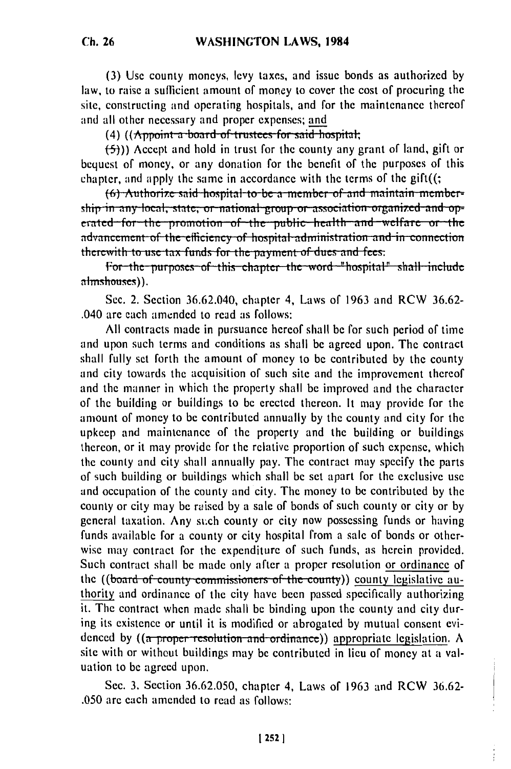(3) Use county moneys, levy taxes, and issue bonds as authorized by law, to raise a sufficient amount of money to cover the cost of procuring the site, constructing and operating hospitals, and for the maintenance thereof and all other necessary and proper expenses; and

(4) ((~~Appoint a board of trustees for said hospital;~~

~~(5)~~)) Accept and hold in trust for the county any grant of land, gift or bequest of money, or any donation for the benefit of the purposes of this chapter, and apply the same in accordance with the terms of the gift((~~;~~

~~(6) Authorize said hospital to be a member of and maintain membership in any local, state, or national group or association organized and operated for the promotion of the public health and welfare or the advancement of the efficiency of hospital administration and in connection therewith to use tax funds for the payment of dues and fees.~~

~~For the purposes of this chapter the word "hospital" shall include almshouses~~)).

Sec. 2. Section 36.62.040, chapter 4, Laws of 1963 and RCW 36.62.040 are each amended to read as follows:

All contracts made in pursuance hereof shall be for such period of time and upon such terms and conditions as shall be agreed upon. The contract shall fully set forth the amount of money to be contributed by the county and city towards the acquisition of such site and the improvement thereof and the manner in which the property shall be improved and the character of the building or buildings to be erected thereon. It may provide for the amount of money to be contributed annually by the county and city for the upkeep and maintenance of the property and the building or buildings thereon, or it may provide for the relative proportion of such expense, which the county and city shall annually pay. The contract may specify the parts of such building or buildings which shall be set apart for the exclusive use and occupation of the county and city. The money to be contributed by the county or city may be raised by a sale of bonds of such county or city or by general taxation. Any such county or city now possessing funds or having funds available for a county or city hospital from a sale of bonds or otherwise may contract for the expenditure of such funds, as herein provided. Such contract shall be made only after a proper resolution or ordinance of the ((~~board of county commissioners of the county~~)) county legislative authority and ordinance of the city have been passed specifically authorizing it. The contract when made shall be binding upon the county and city during its existence or until it is modified or abrogated by mutual consent evidenced by ((~~a proper resolution and ordinance~~)) appropriate legislation. A site with or without buildings may be contributed in lieu of money at a valuation to be agreed upon.

Sec. 3. Section 36.62.050, chapter 4, Laws of 1963 and RCW 36.62.050 are each amended to read as follows: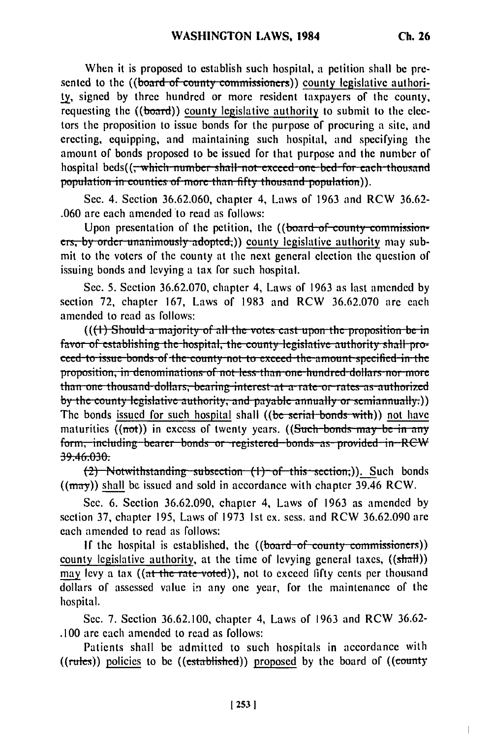When it is proposed to establish such hospital, a petition shall be presented to the ((~~board of county commissioners~~)) <u>county legislative authority</u>, signed by three hundred or more resident taxpayers of the county, requesting the ((~~board~~)) <u>county legislative authority</u> to submit to the electors the proposition to issue bonds for the purpose of procuring a site, and erecting, equipping, and maintaining such hospital, and specifying the amount of bonds proposed to be issued for that purpose and the number of hospital beds((~~, which number shall not exceed one bed for each thousand population in counties of more than fifty thousand population~~)).

Sec. 4. Section 36.62.060, chapter 4, Laws of 1963 and RCW 36.62.060 are each amended to read as follows:

Upon presentation of the petition, the ((~~board of county commissioners, by order unanimously adopted,~~)) <u>county legislative authority</u> may submit to the voters of the county at the next general election the question of issuing bonds and levying a tax for such hospital.

Sec. 5. Section 36.62.070, chapter 4, Laws of 1963 as last amended by section 72, chapter 167, Laws of 1983 and RCW 36.62.070 are each amended to read as follows:

((~~(1) Should a majority of all the votes cast upon the proposition be in favor of establishing the hospital, the county legislative authority shall proceed to issue bonds of the county not to exceed the amount specified in the proposition, in denominations of not less than one hundred dollars nor more than one thousand dollars, bearing interest at a rate or rates as authorized by the county legislative authority, and payable annually or semiannually.~~)) The bonds <u>issued for such hospital</u> shall ((~~be serial bonds with~~)) <u>not have</u> maturities ((~~not~~)) in excess of twenty years. ((~~Such bonds may be in any form, including bearer bonds or registered bonds as provided in RCW 39.46.030.~~

~~(2) Notwithstanding subsection (1) of this section,~~)). Such bonds ((~~may~~)) <u>shall</u> be issued and sold in accordance with chapter 39.46 RCW.

Sec. 6. Section 36.62.090, chapter 4, Laws of 1963 as amended by section 37, chapter 195, Laws of 1973 1st ex. sess. and RCW 36.62.090 are each amended to read as follows:

If the hospital is established, the ((~~board of county commissioners~~)) <u>county legislative authority</u>, at the time of levying general taxes, ((~~shall~~)) <u>may</u> levy a tax ((~~at the rate voted~~)), not to exceed fifty cents per thousand dollars of assessed value in any one year, for the maintenance of the hospital.

Sec. 7. Section 36.62.100, chapter 4, Laws of 1963 and RCW 36.62.100 are each amended to read as follows:

Patients shall be admitted to such hospitals in accordance with ((~~rules~~)) <u>policies</u> to be ((~~established~~)) <u>proposed</u> by the board of ((~~county~~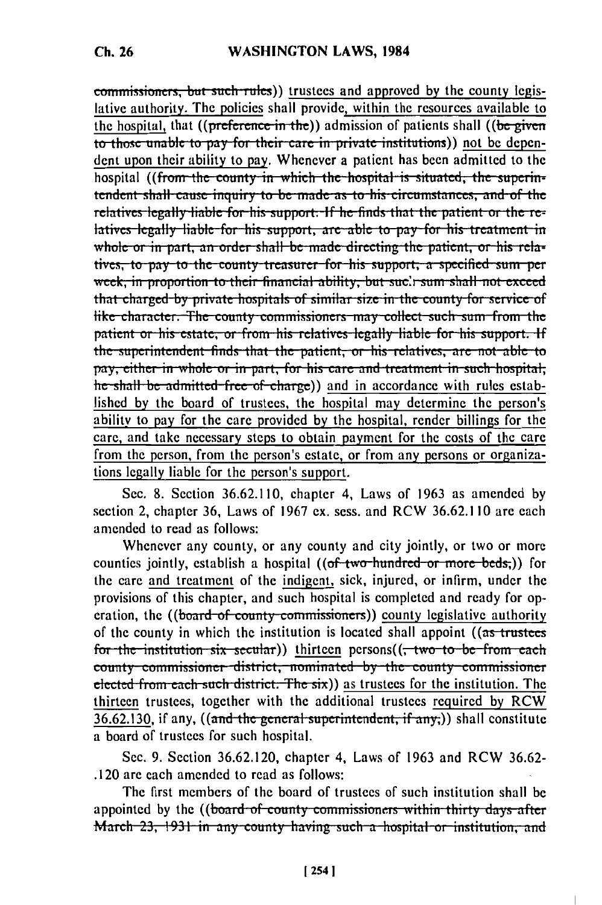((~~commissioners, but such rules~~)) trustees and approved by the county legislative authority. The policies shall provide, within the resources available to the hospital, that ((~~preference in the~~)) admission of patients shall ((~~be given to those unable to pay for their care in private institutions~~)) not be dependent upon their ability to pay. Whenever a patient has been admitted to the hospital ((~~from the county in which the hospital is situated, the superintendent shall cause inquiry to be made as to his circumstances, and of the relatives legally liable for his support. If he finds that the patient or the relatives legally liable for his support, are able to pay for his treatment in whole or in part, an order shall be made directing the patient, or his relatives, to pay to the county treasurer for his support, a specified sum per week, in proportion to their financial ability, but such sum shall not exceed that charged by private hospitals of similar size in the county for service of like character. The county commissioners may collect such sum from the patient or his estate, or from his relatives legally liable for his support. If the superintendent finds that the patient, or his relatives, are not able to pay, either in whole or in part, for his care and treatment in such hospital, he shall be admitted free of charge~~)) and in accordance with rules established by the board of trustees, the hospital may determine the person's ability to pay for the care provided by the hospital, render billings for the care, and take necessary steps to obtain payment for the costs of the care from the person, from the person's estate, or from any persons or organizations legally liable for the person's support.

Sec. 8. Section 36.62.110, chapter 4, Laws of 1963 as amended by section 2, chapter 36, Laws of 1967 ex. sess. and RCW 36.62.110 are each amended to read as follows:

Whenever any county, or any county and city jointly, or two or more counties jointly, establish a hospital ((~~of two hundred or more beds,~~)) for the care and treatment of the indigent, sick, injured, or infirm, under the provisions of this chapter, and such hospital is completed and ready for operation, the ((~~board of county commissioners~~)) county legislative authority of the county in which the institution is located shall appoint ((~~as trustees for the institution six secular~~)) thirteen persons((~~, two to be from each county commissioner district, nominated by the county commissioner elected from each such district. The six~~)) as trustees for the institution. The thirteen trustees, together with the additional trustees required by RCW 36.62.130, if any, ((~~and the general superintendent, if any,~~)) shall constitute a board of trustees for such hospital.

Sec. 9. Section 36.62.120, chapter 4, Laws of 1963 and RCW 36.62.120 are each amended to read as follows:

The first members of the board of trustees of such institution shall be appointed by the ((~~board of county commissioners within thirty days after March 23, 1931 in any county having such a hospital or institution, and~~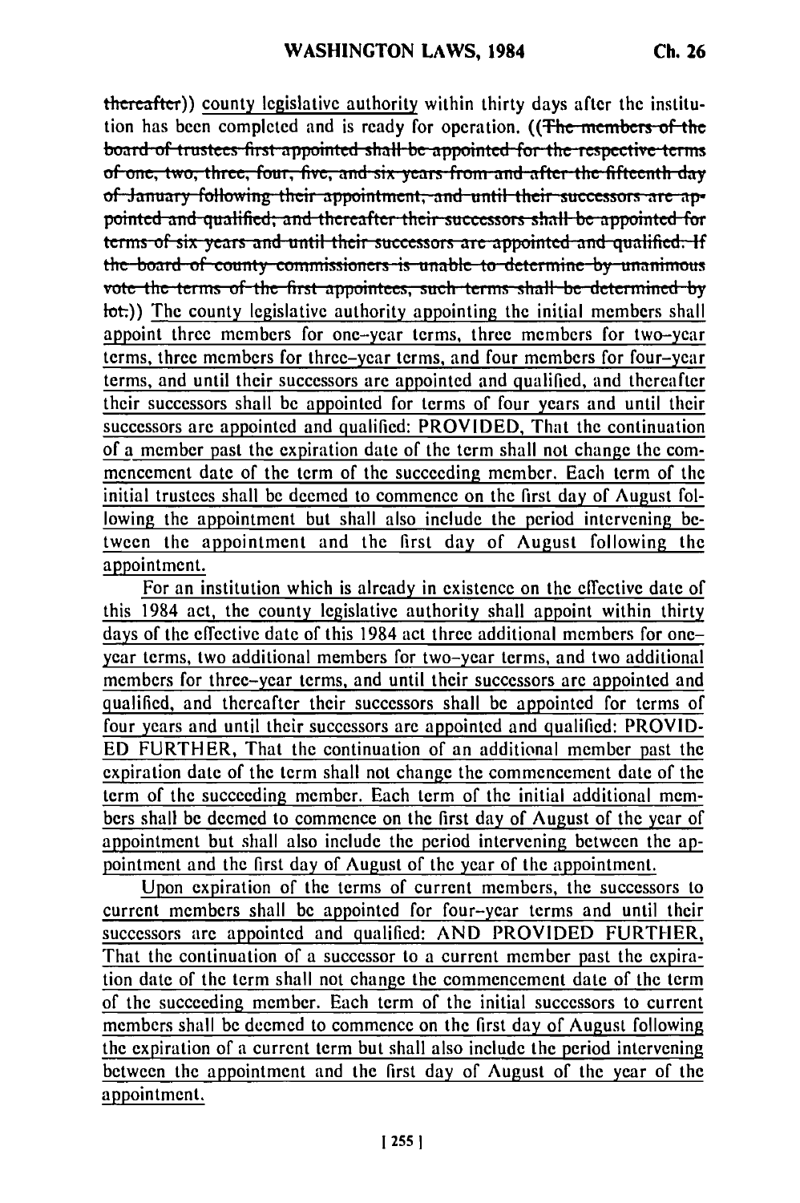thereafter)) county legislative authority within thirty days after the institution has been completed and is ready for operation. ((~~The members of the board of trustees first appointed shall be appointed for the respective terms of one, two, three, four, five, and six years from and after the fifteenth day of January following their appointment, and until their successors are appointed and qualified; and thereafter their successors shall be appointed for terms of six years and until their successors are appointed and qualified. If the board of county commissioners is unable to determine by unanimous vote the terms of the first appointees, such terms shall be determined by lot.~~)) The county legislative authority appointing the initial members shall appoint three members for one-year terms, three members for two-year terms, three members for three-year terms, and four members for four-year terms, and until their successors are appointed and qualified, and thereafter their successors shall be appointed for terms of four years and until their successors are appointed and qualified: PROVIDED, That the continuation of a member past the expiration date of the term shall not change the commencement date of the term of the succeeding member. Each term of the initial trustees shall be deemed to commence on the first day of August following the appointment but shall also include the period intervening between the appointment and the first day of August following the appointment.

For an institution which is already in existence on the effective date of this 1984 act, the county legislative authority shall appoint within thirty days of the effective date of this 1984 act three additional members for one-year terms, two additional members for two-year terms, and two additional members for three-year terms, and until their successors are appointed and qualified, and thereafter their successors shall be appointed for terms of four years and until their successors are appointed and qualified: PROVIDED FURTHER, That the continuation of an additional member past the expiration date of the term shall not change the commencement date of the term of the succeeding member. Each term of the initial additional members shall be deemed to commence on the first day of August of the year of appointment but shall also include the period intervening between the appointment and the first day of August of the year of the appointment.

Upon expiration of the terms of current members, the successors to current members shall be appointed for four-year terms and until their successors are appointed and qualified: AND PROVIDED FURTHER, That the continuation of a successor to a current member past the expiration date of the term shall not change the commencement date of the term of the succeeding member. Each term of the initial successors to current members shall be deemed to commence on the first day of August following the expiration of a current term but shall also include the period intervening between the appointment and the first day of August of the year of the appointment.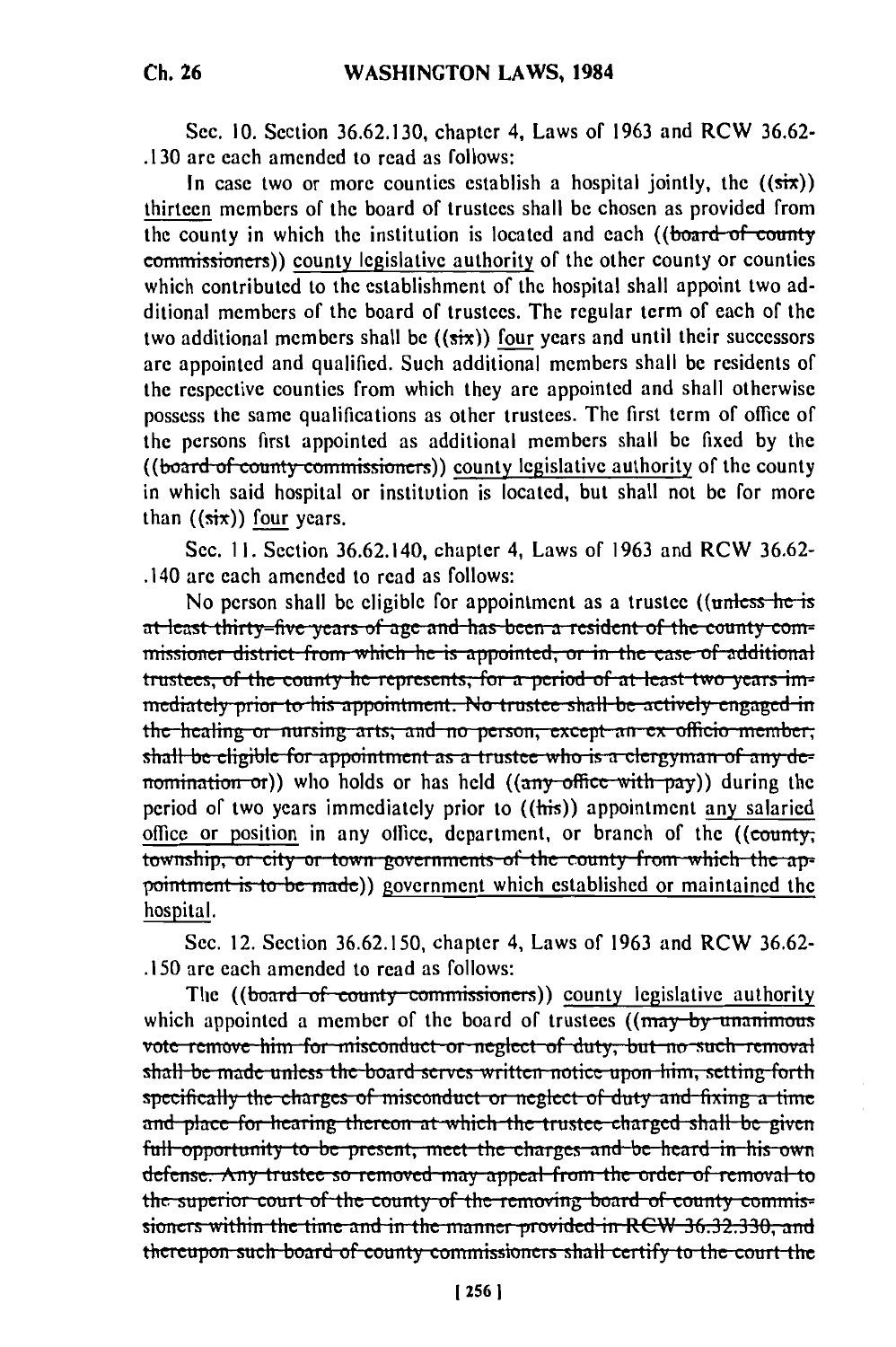Sec. 10. Section 36.62.130, chapter 4, Laws of 1963 and RCW 36.62-.130 are each amended to read as follows:

In case two or more counties establish a hospital jointly, the ((~~six~~)) thirteen members of the board of trustees shall be chosen as provided from the county in which the institution is located and each ((~~board of county commissioners~~)) county legislative authority of the other county or counties which contributed to the establishment of the hospital shall appoint two additional members of the board of trustees. The regular term of each of the two additional members shall be ((~~six~~)) four years and until their successors are appointed and qualified. Such additional members shall be residents of the respective counties from which they are appointed and shall otherwise possess the same qualifications as other trustees. The first term of office of the persons first appointed as additional members shall be fixed by the ((~~board of county commissioners~~)) county legislative authority of the county in which said hospital or institution is located, but shall not be for more than ((~~six~~)) four years.

Sec. 11. Section 36.62.140, chapter 4, Laws of 1963 and RCW 36.62-.140 are each amended to read as follows:

No person shall be eligible for appointment as a trustee ((~~unless he is at least thirty-five years of age and has been a resident of the county commissioner district from which he is appointed, or in the case of additional trustees, of the county he represents, for a period of at least two years immediately prior to his appointment. No trustee shall be actively engaged in the healing or nursing arts; and no person, except an ex officio member, shall be eligible for appointment as a trustee who is a clergyman of any denomination or~~)) who holds or has held ((~~any office with pay~~)) during the period of two years immediately prior to ((~~his~~)) appointment any salaried office or position in any office, department, or branch of the ((~~county, township, or city or town governments of the county from which the appointment is to be made~~)) government which established or maintained the hospital.

Sec. 12. Section 36.62.150, chapter 4, Laws of 1963 and RCW 36.62-.150 are each amended to read as follows:

The ((~~board of county commissioners~~)) county legislative authority which appointed a member of the board of trustees ((~~may by unanimous vote remove him for misconduct or neglect of duty, but no such removal shall be made unless the board serves written notice upon him, setting forth specifically the charges of misconduct or neglect of duty and fixing a time and place for hearing thereon at which the trustee charged shall be given full opportunity to be present, meet the charges and be heard in his own defense. Any trustee so removed may appeal from the order of removal to the superior court of the county of the removing board of county commissioners within the time and in the manner provided in RCW 36.32.330, and thereupon such board of county commissioners shall certify to the court the~~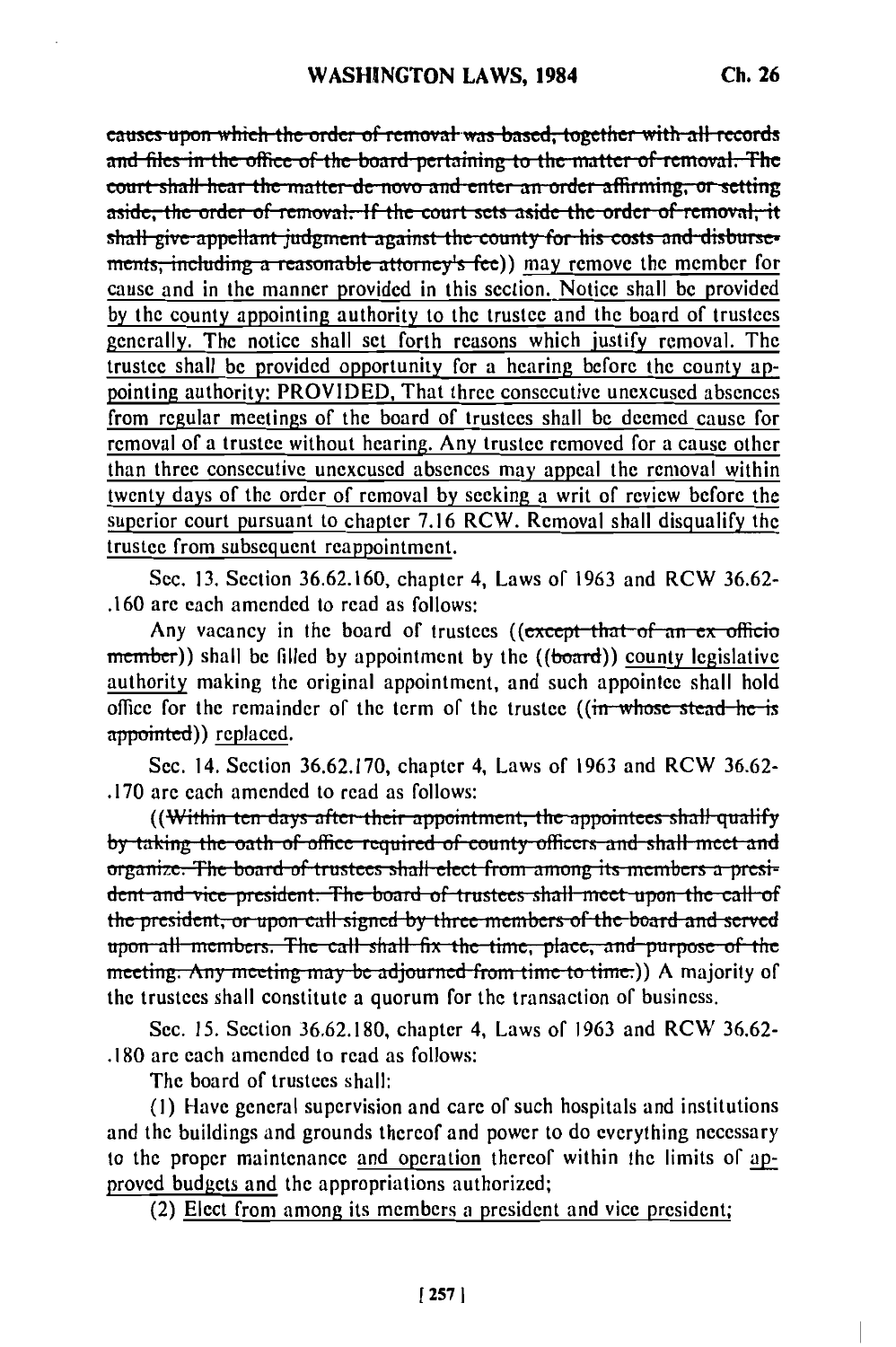~~causes upon which the order of removal was based, together with all records and files in the office of the board pertaining to the matter of removal. The court shall hear the matter de novo and enter an order affirming, or setting aside, the order of removal. If the court sets aside the order of removal, it shall give appellant judgment against the county for his costs and disbursements, including a reasonable attorney's fee~~)) may remove the member for cause and in the manner provided in this section. Notice shall be provided by the county appointing authority to the trustee and the board of trustees generally. The notice shall set forth reasons which justify removal. The trustee shall be provided opportunity for a hearing before the county appointing authority: PROVIDED, That three consecutive unexcused absences from regular meetings of the board of trustees shall be deemed cause for removal of a trustee without hearing. Any trustee removed for a cause other than three consecutive unexcused absences may appeal the removal within twenty days of the order of removal by seeking a writ of review before the superior court pursuant to chapter 7.16 RCW. Removal shall disqualify the trustee from subsequent reappointment.

Sec. 13. Section 36.62.160, chapter 4, Laws of 1963 and RCW 36.62.160 are each amended to read as follows:

Any vacancy in the board of trustees ((~~except that of an ex officio member~~)) shall be filled by appointment by the ((~~board~~)) county legislative authority making the original appointment, and such appointee shall hold office for the remainder of the term of the trustee ((~~in whose stead he is appointed~~)) replaced.

Sec. 14. Section 36.62.170, chapter 4, Laws of 1963 and RCW 36.62.170 are each amended to read as follows:

((~~Within ten days after their appointment, the appointees shall qualify by taking the oath of office required of county officers and shall meet and organize. The board of trustees shall elect from among its members a president and vice president. The board of trustees shall meet upon the call of the president, or upon call signed by three members of the board and served upon all members. The call shall fix the time, place, and purpose of the meeting. Any meeting may be adjourned from time to time.~~)) A majority of the trustees shall constitute a quorum for the transaction of business.

Sec. 15. Section 36.62.180, chapter 4, Laws of 1963 and RCW 36.62.180 are each amended to read as follows:

The board of trustees shall:

(1) Have general supervision and care of such hospitals and institutions and the buildings and grounds thereof and power to do everything necessary to the proper maintenance and operation thereof within the limits of approved budgets and the appropriations authorized;

(2) Elect from among its members a president and vice president;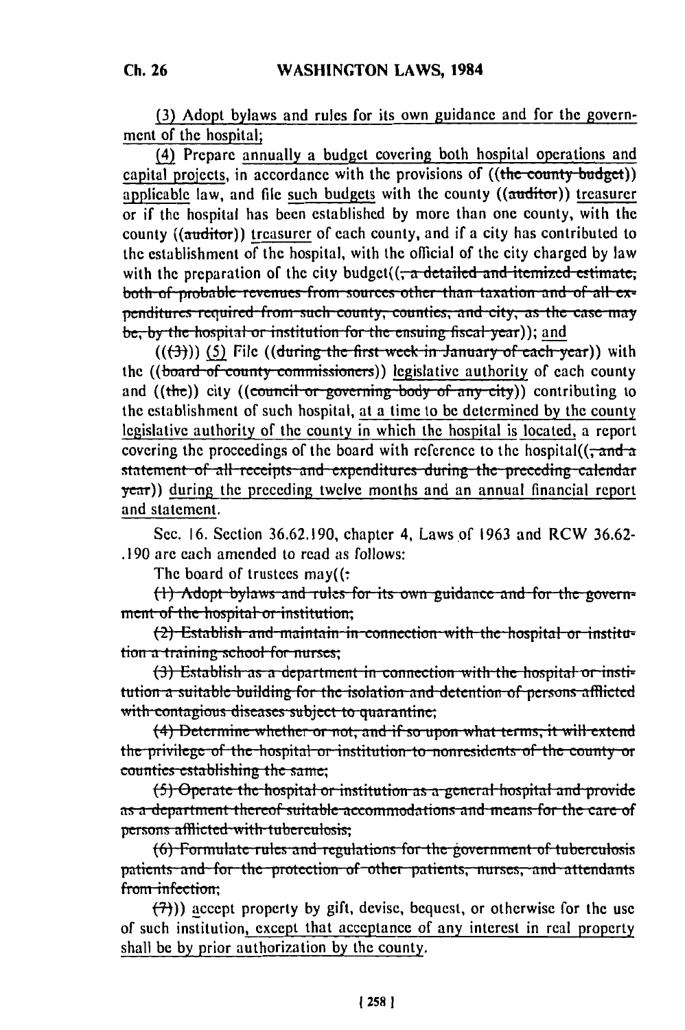(3) Adopt bylaws and rules for its own guidance and for the government of the hospital;

(4) Prepare annually a budget covering both hospital operations and capital projects, in accordance with the provisions of ((the county budget)) applicable law, and file such budgets with the county ((auditor)) treasurer or if the hospital has been established by more than one county, with the county ((auditor)) treasurer of each county, and if a city has contributed to the establishment of the hospital, with the official of the city charged by law with the preparation of the city budget((, a detailed and itemized estimate, both of probable revenues from sources other than taxation and of all expenditures required from such county, counties, and city, as the case may be, by the hospital or institution for the ensuing fiscal year)); and

(((3))) (5) File ((during the first week in January of each year)) with the ((board of county commissioners)) legislative authority of each county and ((the)) city ((council or governing body of any city)) contributing to the establishment of such hospital, at a time to be determined by the county legislative authority of the county in which the hospital is located, a report covering the proceedings of the board with reference to the hospital((, and a statement of all receipts and expenditures during the preceding calendar year)) during the preceding twelve months and an annual financial report and statement.

Sec. 16. Section 36.62.190, chapter 4, Laws of 1963 and RCW 36.62.190 are each amended to read as follows:

The board of trustees may((:

(1) Adopt bylaws and rules for its own guidance and for the government of the hospital or institution;

(2) Establish and maintain in connection with the hospital or institution a training school for nurses;

(3) Establish as a department in connection with the hospital or institution a suitable building for the isolation and detention of persons afflicted with contagious diseases subject to quarantine;

(4) Determine whether or not, and if so upon what terms, it will extend the privilege of the hospital or institution to nonresidents of the county or counties establishing the same;

(5) Operate the hospital or institution as a general hospital and provide as a department thereof suitable accommodations and means for the care of persons afflicted with tuberculosis;

(6) Formulate rules and regulations for the government of tuberculosis patients and for the protection of other patients, nurses, and attendants from infection;

(7))) accept property by gift, devise, bequest, or otherwise for the use of such institution, except that acceptance of any interest in real property shall be by prior authorization by the county.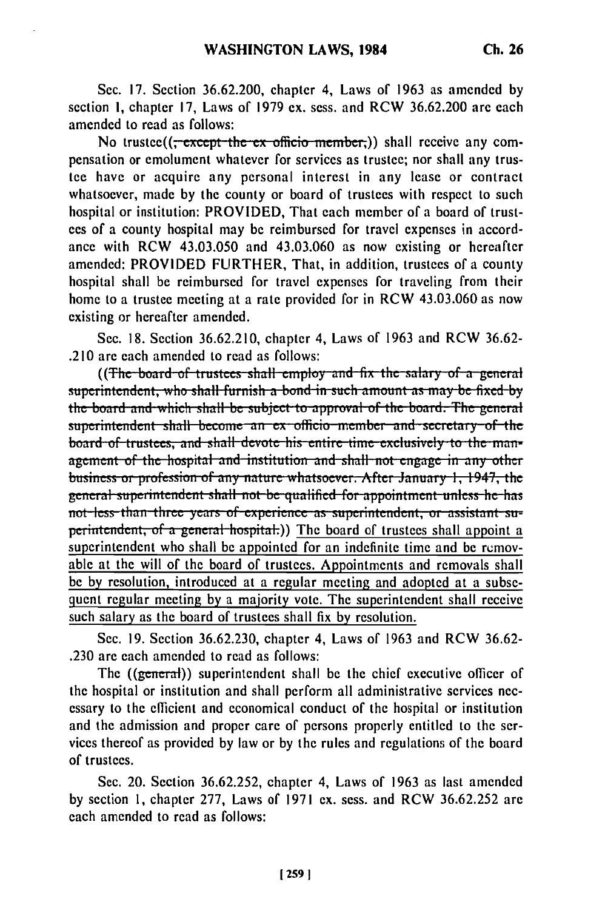Sec. 17. Section 36.62.200, chapter 4, Laws of 1963 as amended by section 1, chapter 17, Laws of 1979 ex. sess. and RCW 36.62.200 are each amended to read as follows:

No trustee((, except the ex officio member,)) shall receive any compensation or emolument whatever for services as trustee; nor shall any trustee have or acquire any personal interest in any lease or contract whatsoever, made by the county or board of trustees with respect to such hospital or institution: PROVIDED, That each member of a board of trustees of a county hospital may be reimbursed for travel expenses in accordance with RCW 43.03.050 and 43.03.060 as now existing or hereafter amended: PROVIDED FURTHER, That, in addition, trustees of a county hospital shall be reimbursed for travel expenses for traveling from their home to a trustee meeting at a rate provided for in RCW 43.03.060 as now existing or hereafter amended.

Sec. 18. Section 36.62.210, chapter 4, Laws of 1963 and RCW 36.62-.210 are each amended to read as follows:

((The board of trustees shall employ and fix the salary of a general superintendent, who shall furnish a bond in such amount as may be fixed by the board and which shall be subject to approval of the board. The general superintendent shall become an ex officio member and secretary of the board of trustees, and shall devote his entire time exclusively to the management of the hospital and institution and shall not engage in any other business or profession of any nature whatsoever. After January 1, 1947, the general superintendent shall not be qualified for appointment unless he has not less than three years of experience as superintendent, or assistant superintendent, of a general hospital.)) The board of trustees shall appoint a superintendent who shall be appointed for an indefinite time and be removable at the will of the board of trustees. Appointments and removals shall be by resolution, introduced at a regular meeting and adopted at a subsequent regular meeting by a majority vote. The superintendent shall receive such salary as the board of trustees shall fix by resolution.

Sec. 19. Section 36.62.230, chapter 4, Laws of 1963 and RCW 36.62-.230 are each amended to read as follows:

The ((general)) superintendent shall be the chief executive officer of the hospital or institution and shall perform all administrative services necessary to the efficient and economical conduct of the hospital or institution and the admission and proper care of persons properly entitled to the services thereof as provided by law or by the rules and regulations of the board of trustees.

Sec. 20. Section 36.62.252, chapter 4, Laws of 1963 as last amended by section 1, chapter 277, Laws of 1971 ex. sess. and RCW 36.62.252 are each amended to read as follows: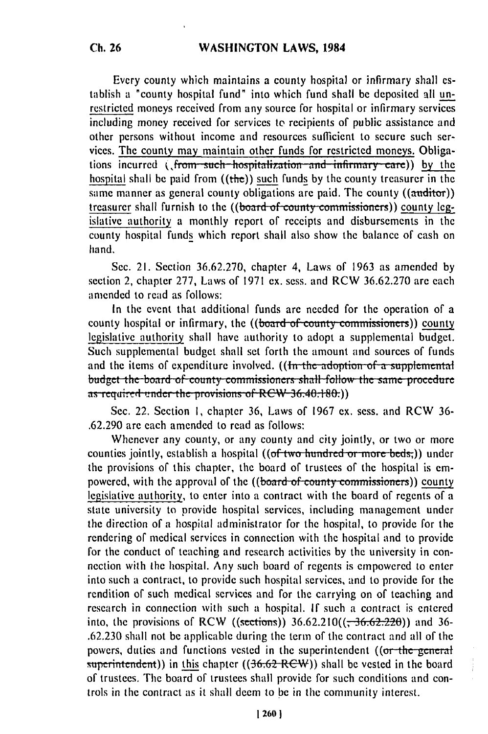Every county which maintains a county hospital or infirmary shall establish a "county hospital fund" into which fund shall be deposited all unrestricted moneys received from any source for hospital or infirmary services including money received for services to recipients of public assistance and other persons without income and resources sufficient to secure such services. The county may maintain other funds for restricted moneys. Obligations incurred ((, from such hospitalization and infirmary care)) by the hospital shall be paid from ((the)) such funds by the county treasurer in the same manner as general county obligations are paid. The county ((auditor)) treasurer shall furnish to the ((board of county commissioners)) county legislative authority a monthly report of receipts and disbursements in the county hospital funds which report shall also show the balance of cash on hand.

Sec. 21. Section 36.62.270, chapter 4, Laws of 1963 as amended by section 2, chapter 277, Laws of 1971 ex. sess. and RCW 36.62.270 are each amended to read as follows:

In the event that additional funds are needed for the operation of a county hospital or infirmary, the ((board of county commissioners)) county legislative authority shall have authority to adopt a supplemental budget. Such supplemental budget shall set forth the amount and sources of funds and the items of expenditure involved. ((In the adoption of a supplemental budget the board of county commissioners shall follow the same procedure as required under the provisions of RCW 36.40.180.))

Sec. 22. Section 1, chapter 36, Laws of 1967 ex. sess. and RCW 36-.62.290 are each amended to read as follows:

Whenever any county, or any county and city jointly, or two or more counties jointly, establish a hospital ((of two hundred or more beds,)) under the provisions of this chapter, the board of trustees of the hospital is empowered, with the approval of the ((board of county commissioners)) county legislative authority, to enter into a contract with the board of regents of a state university to provide hospital services, including management under the direction of a hospital administrator for the hospital, to provide for the rendering of medical services in connection with the hospital and to provide for the conduct of teaching and research activities by the university in connection with the hospital. Any such board of regents is empowered to enter into such a contract, to provide such hospital services, and to provide for the rendition of such medical services and for the carrying on of teaching and research in connection with such a hospital. If such a contract is entered into, the provisions of RCW ((sections)) 36.62.210((, 36.62.220)) and 36-.62.230 shall not be applicable during the term of the contract and all of the powers, duties and functions vested in the superintendent ((or the general superintendent)) in this chapter ((36.62 RCW)) shall be vested in the board of trustees. The board of trustees shall provide for such conditions and controls in the contract as it shall deem to be in the community interest.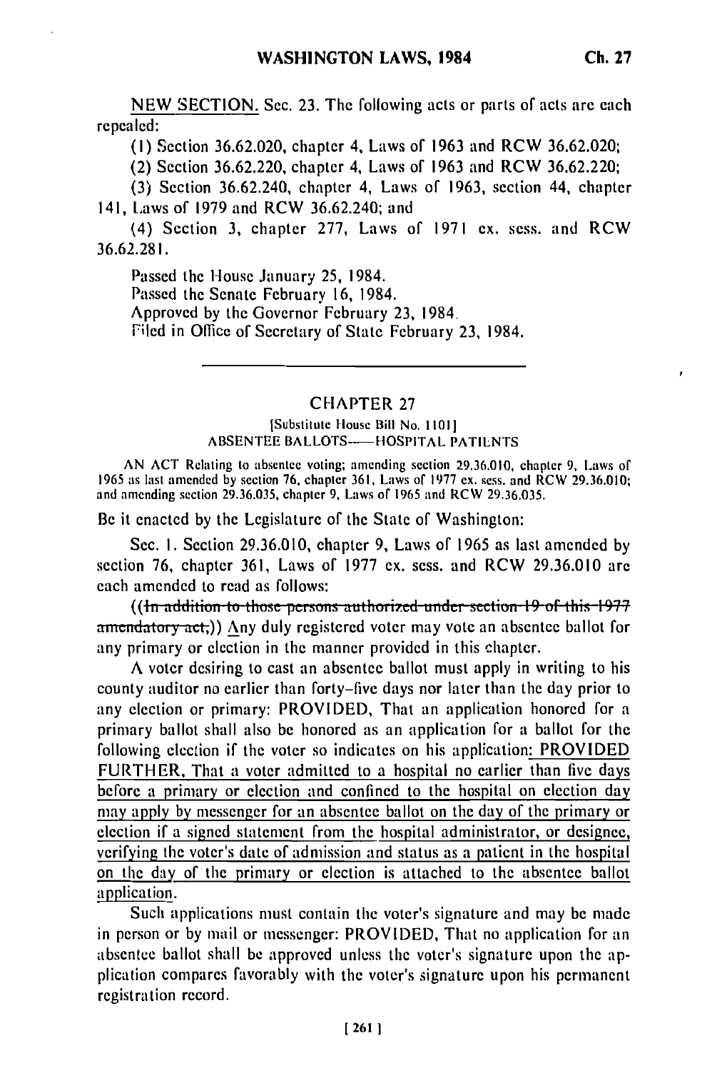NEW SECTION. Sec. 23. The following acts or parts of acts are each repealed:

(1) Section 36.62.020, chapter 4, Laws of 1963 and RCW 36.62.020;

(2) Section 36.62.220, chapter 4, Laws of 1963 and RCW 36.62.220;

(3) Section 36.62.240, chapter 4, Laws of 1963, section 44, chapter 141, Laws of 1979 and RCW 36.62.240; and

(4) Section 3, chapter 277, Laws of 1971 ex. sess. and RCW 36.62.281.

Passed the House January 25, 1984.
Passed the Senate February 16, 1984.
Approved by the Governor February 23, 1984.
Filed in Office of Secretary of State February 23, 1984.

---

## CHAPTER 27

[Substitute House Bill No. 1101]

ABSENTEE BALLOTS—HOSPITAL PATIENTS

AN ACT Relating to absentee voting; amending section 29.36.010, chapter 9, Laws of 1965 as last amended by section 76, chapter 361, Laws of 1977 ex. sess. and RCW 29.36.010; and amending section 29.36.035, chapter 9, Laws of 1965 and RCW 29.36.035.

Be it enacted by the Legislature of the State of Washington:

Sec. 1. Section 29.36.010, chapter 9, Laws of 1965 as last amended by section 76, chapter 361, Laws of 1977 ex. sess. and RCW 29.36.010 are each amended to read as follows:

((~~In addition to those persons authorized under section 19 of this 1977 amendatory act,~~)) Any duly registered voter may vote an absentee ballot for any primary or election in the manner provided in this chapter.

A voter desiring to cast an absentee ballot must apply in writing to his county auditor no earlier than forty-five days nor later than the day prior to any election or primary: PROVIDED, That an application honored for a primary ballot shall also be honored as an application for a ballot for the following election if the voter so indicates on his application: PROVIDED FURTHER, That a voter admitted to a hospital no earlier than five days before a primary or election and confined to the hospital on election day may apply by messenger for an absentee ballot on the day of the primary or election if a signed statement from the hospital administrator, or designee, verifying the voter's date of admission and status as a patient in the hospital on the day of the primary or election is attached to the absentee ballot application.

Such applications must contain the voter's signature and may be made in person or by mail or messenger: PROVIDED, That no application for an absentee ballot shall be approved unless the voter's signature upon the application compares favorably with the voter's signature upon his permanent registration record.